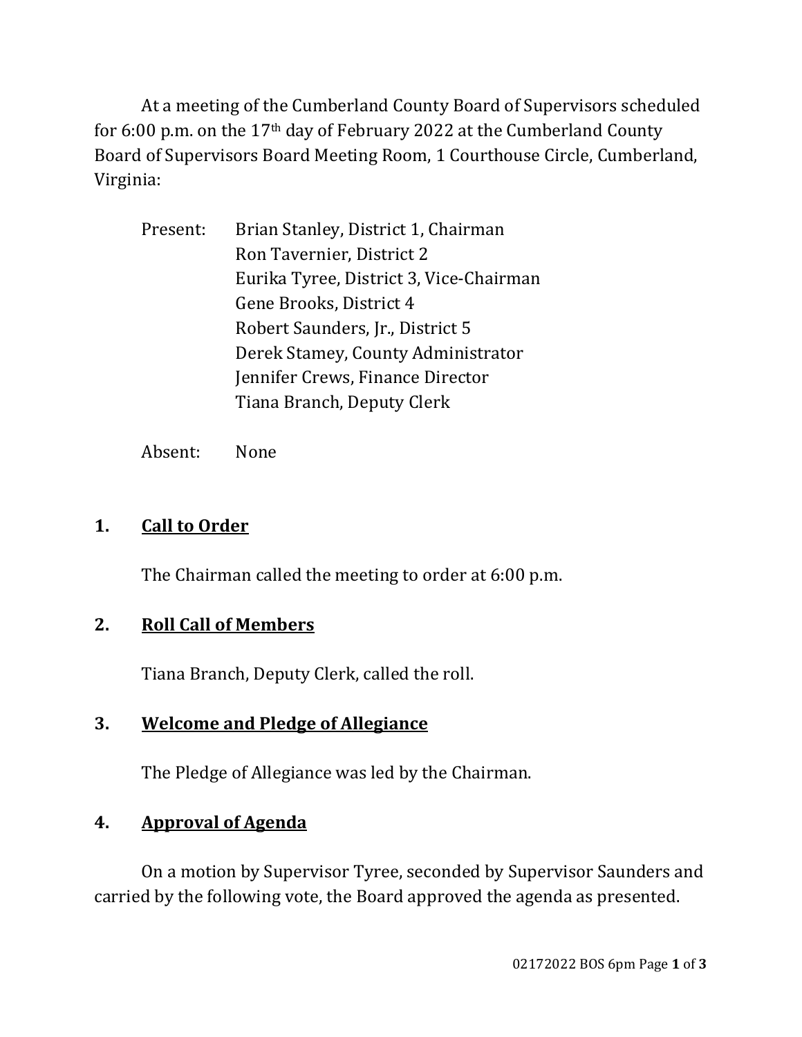At a meeting of the Cumberland County Board of Supervisors scheduled for 6:00 p.m. on the 17th day of February 2022 at the Cumberland County Board of Supervisors Board Meeting Room, 1 Courthouse Circle, Cumberland, Virginia:

Present: Brian Stanley, District 1, Chairman
Ron Tavernier, District 2
Eurika Tyree, District 3, Vice-Chairman
Gene Brooks, District 4
Robert Saunders, Jr., District 5
Derek Stamey, County Administrator
Jennifer Crews, Finance Director
Tiana Branch, Deputy Clerk

Absent: None

## 1. Call to Order

The Chairman called the meeting to order at 6:00 p.m.

## 2. Roll Call of Members

Tiana Branch, Deputy Clerk, called the roll.

## 3. Welcome and Pledge of Allegiance

The Pledge of Allegiance was led by the Chairman.

## 4. Approval of Agenda

On a motion by Supervisor Tyree, seconded by Supervisor Saunders and carried by the following vote, the Board approved the agenda as presented.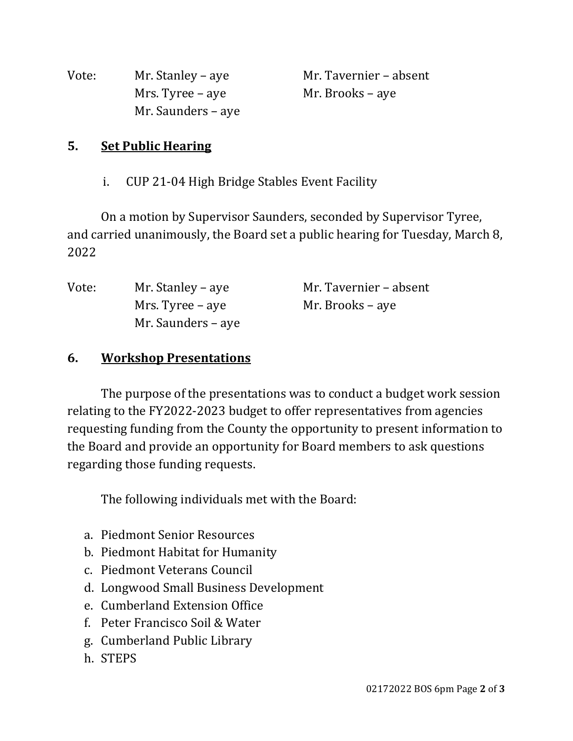Vote: Mr. Stanley – aye Mr. Tavernier – absent
Mrs. Tyree – aye Mr. Brooks – aye
Mr. Saunders – aye

## 5. **Set Public Hearing**

i. CUP 21-04 High Bridge Stables Event Facility

On a motion by Supervisor Saunders, seconded by Supervisor Tyree, and carried unanimously, the Board set a public hearing for Tuesday, March 8, 2022

Vote: Mr. Stanley – aye Mr. Tavernier – absent
Mrs. Tyree – aye Mr. Brooks – aye
Mr. Saunders – aye

## 6. **Workshop Presentations**

The purpose of the presentations was to conduct a budget work session relating to the FY2022-2023 budget to offer representatives from agencies requesting funding from the County the opportunity to present information to the Board and provide an opportunity for Board members to ask questions regarding those funding requests.

The following individuals met with the Board:

a. Piedmont Senior Resources
b. Piedmont Habitat for Humanity
c. Piedmont Veterans Council
d. Longwood Small Business Development
e. Cumberland Extension Office
f. Peter Francisco Soil & Water
g. Cumberland Public Library
h. STEPS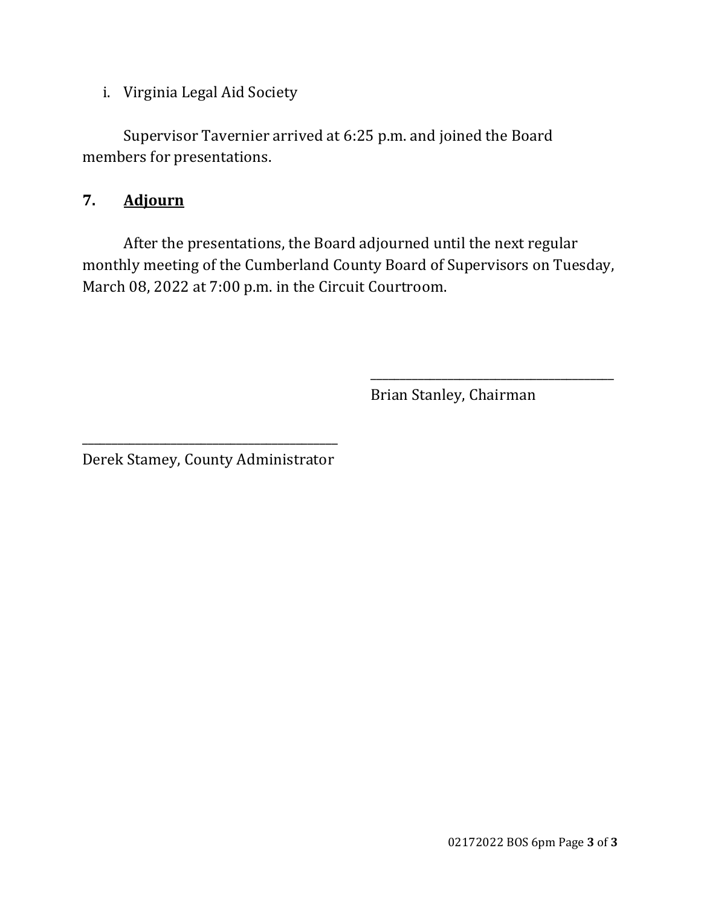i. Virginia Legal Aid Society

Supervisor Tavernier arrived at 6:25 p.m. and joined the Board members for presentations.

## 7. Adjourn

After the presentations, the Board adjourned until the next regular monthly meeting of the Cumberland County Board of Supervisors on Tuesday, March 08, 2022 at 7:00 p.m. in the Circuit Courtroom.

\_\_\_\_\_\_\_\_\_\_\_\_\_\_\_\_\_\_\_\_\_\_\_\_\_\_\_\_\_\_\_\_\_\_\_\_\_\_\_\_

Brian Stanley, Chairman

\_\_\_\_\_\_\_\_\_\_\_\_\_\_\_\_\_\_\_\_\_\_\_\_\_\_\_\_\_\_\_\_\_\_\_\_\_\_\_\_

Derek Stamey, County Administrator